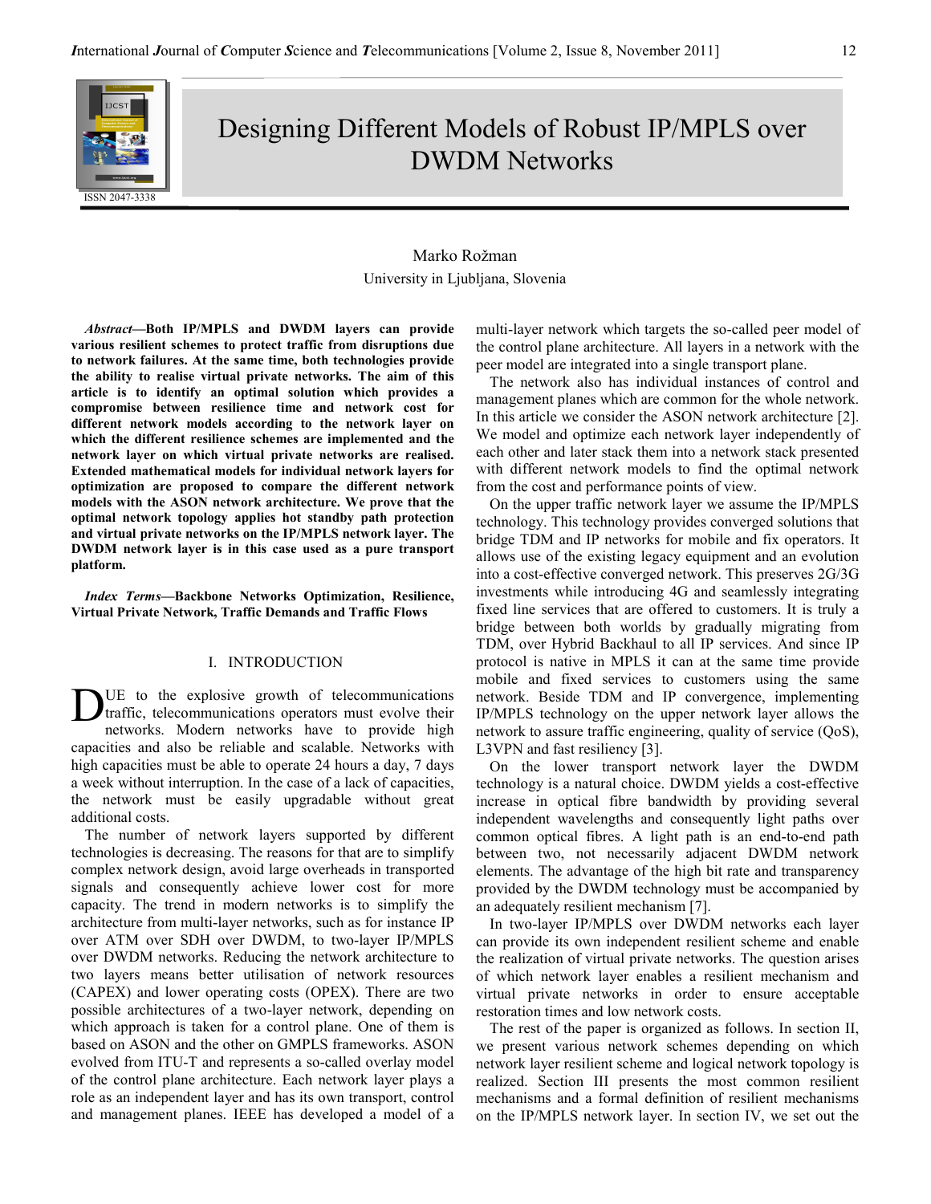# Designing Different Models of Robust IP/MPLS over DWDM Networks

Marko Rožman
University in Ljubljana, Slovenia

***Abstract*—Both IP/MPLS and DWDM layers can provide various resilient schemes to protect traffic from disruptions due to network failures. At the same time, both technologies provide the ability to realise virtual private networks. The aim of this article is to identify an optimal solution which provides a compromise between resilience time and network cost for different network models according to the network layer on which the different resilience schemes are implemented and the network layer on which virtual private networks are realised. Extended mathematical models for individual network layers for optimization are proposed to compare the different network models with the ASON network architecture. We prove that the optimal network topology applies hot standby path protection and virtual private networks on the IP/MPLS network layer. The DWDM network layer is in this case used as a pure transport platform.**

***Index Terms*—Backbone Networks Optimization, Resilience, Virtual Private Network, Traffic Demands and Traffic Flows**

## I. INTRODUCTION

Due to the explosive growth of telecommunications traffic, telecommunications operators must evolve their networks. Modern networks have to provide high capacities and also be reliable and scalable. Networks with high capacities must be able to operate 24 hours a day, 7 days a week without interruption. In the case of a lack of capacities, the network must be easily upgradable without great additional costs.

The number of network layers supported by different technologies is decreasing. The reasons for that are to simplify complex network design, avoid large overheads in transported signals and consequently achieve lower cost for more capacity. The trend in modern networks is to simplify the architecture from multi-layer networks, such as for instance IP over ATM over SDH over DWDM, to two-layer IP/MPLS over DWDM networks. Reducing the network architecture to two layers means better utilisation of network resources (CAPEX) and lower operating costs (OPEX). There are two possible architectures of a two-layer network, depending on which approach is taken for a control plane. One of them is based on ASON and the other on GMPLS frameworks. ASON evolved from ITU-T and represents a so-called overlay model of the control plane architecture. Each network layer plays a role as an independent layer and has its own transport, control and management planes. IEEE has developed a model of a multi-layer network which targets the so-called peer model of the control plane architecture. All layers in a network with the peer model are integrated into a single transport plane.

The network also has individual instances of control and management planes which are common for the whole network. In this article we consider the ASON network architecture [2]. We model and optimize each network layer independently of each other and later stack them into a network stack presented with different network models to find the optimal network from the cost and performance points of view.

On the upper traffic network layer we assume the IP/MPLS technology. This technology provides converged solutions that bridge TDM and IP networks for mobile and fix operators. It allows use of the existing legacy equipment and an evolution into a cost-effective converged network. This preserves 2G/3G investments while introducing 4G and seamlessly integrating fixed line services that are offered to customers. It is truly a bridge between both worlds by gradually migrating from TDM, over Hybrid Backhaul to all IP services. And since IP protocol is native in MPLS it can at the same time provide mobile and fixed services to customers using the same network. Beside TDM and IP convergence, implementing IP/MPLS technology on the upper network layer allows the network to assure traffic engineering, quality of service (QoS), L3VPN and fast resiliency [3].

On the lower transport network layer the DWDM technology is a natural choice. DWDM yields a cost-effective increase in optical fibre bandwidth by providing several independent wavelengths and consequently light paths over common optical fibres. A light path is an end-to-end path between two, not necessarily adjacent DWDM network elements. The advantage of the high bit rate and transparency provided by the DWDM technology must be accompanied by an adequately resilient mechanism [7].

In two-layer IP/MPLS over DWDM networks each layer can provide its own independent resilient scheme and enable the realization of virtual private networks. The question arises of which network layer enables a resilient mechanism and virtual private networks in order to ensure acceptable restoration times and low network costs.

The rest of the paper is organized as follows. In section II, we present various network schemes depending on which network layer resilient scheme and logical network topology is realized. Section III presents the most common resilient mechanisms and a formal definition of resilient mechanisms on the IP/MPLS network layer. In section IV, we set out the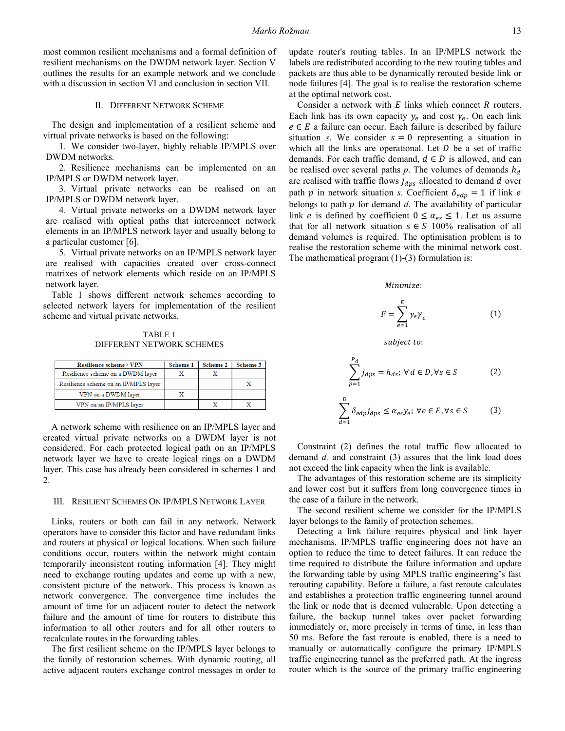most common resilient mechanisms and a formal definition of resilient mechanisms on the DWDM network layer. Section V outlines the results for an example network and we conclude with a discussion in section VI and conclusion in section VII.

## II. Different Network Scheme

The design and implementation of a resilient scheme and virtual private networks is based on the following:

1. We consider two-layer, highly reliable IP/MPLS over DWDM networks.
2. Resilience mechanisms can be implemented on an IP/MPLS or DWDM network layer.
3. Virtual private networks can be realised on an IP/MPLS or DWDM network layer.
4. Virtual private networks on a DWDM network layer are realised with optical paths that interconnect network elements in an IP/MPLS network layer and usually belong to a particular customer [6].
5. Virtual private networks on an IP/MPLS network layer are realised with capacities created over cross-connect matrixes of network elements which reside on an IP/MPLS network layer.

Table 1 shows different network schemes according to selected network layers for implementation of the resilient scheme and virtual private networks.

TABLE 1
DIFFERENT NETWORK SCHEMES

| Resilience scheme / VPN | Scheme 1 | Scheme 2 | Scheme 3 |
|---|---|---|---|
| Resilience scheme on a DWDM layer | X | X | |
| Resilience scheme on an IP/MPLS layer | | | X |
| VPN on a DWDM layer | X | | |
| VPN on an IP/MPLS layer | | X | X |

A network scheme with resilience on an IP/MPLS layer and created virtual private networks on a DWDM layer is not considered. For each protected logical path on an IP/MPLS network layer we have to create logical rings on a DWDM layer. This case has already been considered in schemes 1 and 2.

## III. Resilient Schemes On IP/MPLS Network Layer

Links, routers or both can fail in any network. Network operators have to consider this factor and have redundant links and routers at physical or logical locations. When such failure conditions occur, routers within the network might contain temporarily inconsistent routing information [4]. They might need to exchange routing updates and come up with a new, consistent picture of the network. This process is known as network convergence. The convergence time includes the amount of time for an adjacent router to detect the network failure and the amount of time for routers to distribute this information to all other routers and for all other routers to recalculate routes in the forwarding tables.

The first resilient scheme on the IP/MPLS layer belongs to the family of restoration schemes. With dynamic routing, all active adjacent routers exchange control messages in order to update router's routing tables. In an IP/MPLS network the labels are redistributed according to the new routing tables and packets are thus able to be dynamically rerouted beside link or node failures [4]. The goal is to realise the restoration scheme at the optimal network cost.

Consider a network with $E$ links which connect $R$ routers. Each link has its own capacity $y_e$ and cost $\gamma_e$. On each link $e \in E$ a failure can occur. Each failure is described by failure situation $s$. We consider $s = 0$ representing a situation in which all the links are operational. Let $D$ be a set of traffic demands. For each traffic demand, $d \in D$ is allowed, and can be realised over several paths $p$. The volumes of demands $h_d$ are realised with traffic flows $j_{dps}$ allocated to demand $d$ over path $p$ in network situation $s$. Coefficient $\delta_{edp} = 1$ if link $e$ belongs to path $p$ for demand $d$. The availability of particular link $e$ is defined by coefficient $0 \leq \alpha_{es} \leq 1$. Let us assume that for all network situation $s \in S$ 100% realisation of all demand volumes is required. The optimisation problem is to realise the restoration scheme with the minimal network cost. The mathematical program (1)-(3) formulation is:

*Minimize*:

$$F = \sum_{e=1}^{E} y_e \gamma_e \tag{1}$$

*subject to*:

$$\sum_{p=1}^{P_d} j_{dps} = h_{ds};\ \forall d \in D, \forall s \in S \tag{2}$$

$$\sum_{d=1}^{D} \delta_{edp} j_{dps} \leq \alpha_{es} y_e;\ \forall e \in E, \forall s \in S \tag{3}$$

Constraint (2) defines the total traffic flow allocated to demand *d*, and constraint (3) assures that the link load does not exceed the link capacity when the link is available.

The advantages of this restoration scheme are its simplicity and lower cost but it suffers from long convergence times in the case of a failure in the network.

The second resilient scheme we consider for the IP/MPLS layer belongs to the family of protection schemes.

Detecting a link failure requires physical and link layer mechanisms. IP/MPLS traffic engineering does not have an option to reduce the time to detect failures. It can reduce the time required to distribute the failure information and update the forwarding table by using MPLS traffic engineering's fast rerouting capability. Before a failure, a fast reroute calculates and establishes a protection traffic engineering tunnel around the link or node that is deemed vulnerable. Upon detecting a failure, the backup tunnel takes over packet forwarding immediately or, more precisely in terms of time, in less than 50 ms. Before the fast reroute is enabled, there is a need to manually or automatically configure the primary IP/MPLS traffic engineering tunnel as the preferred path. At the ingress router which is the source of the primary traffic engineering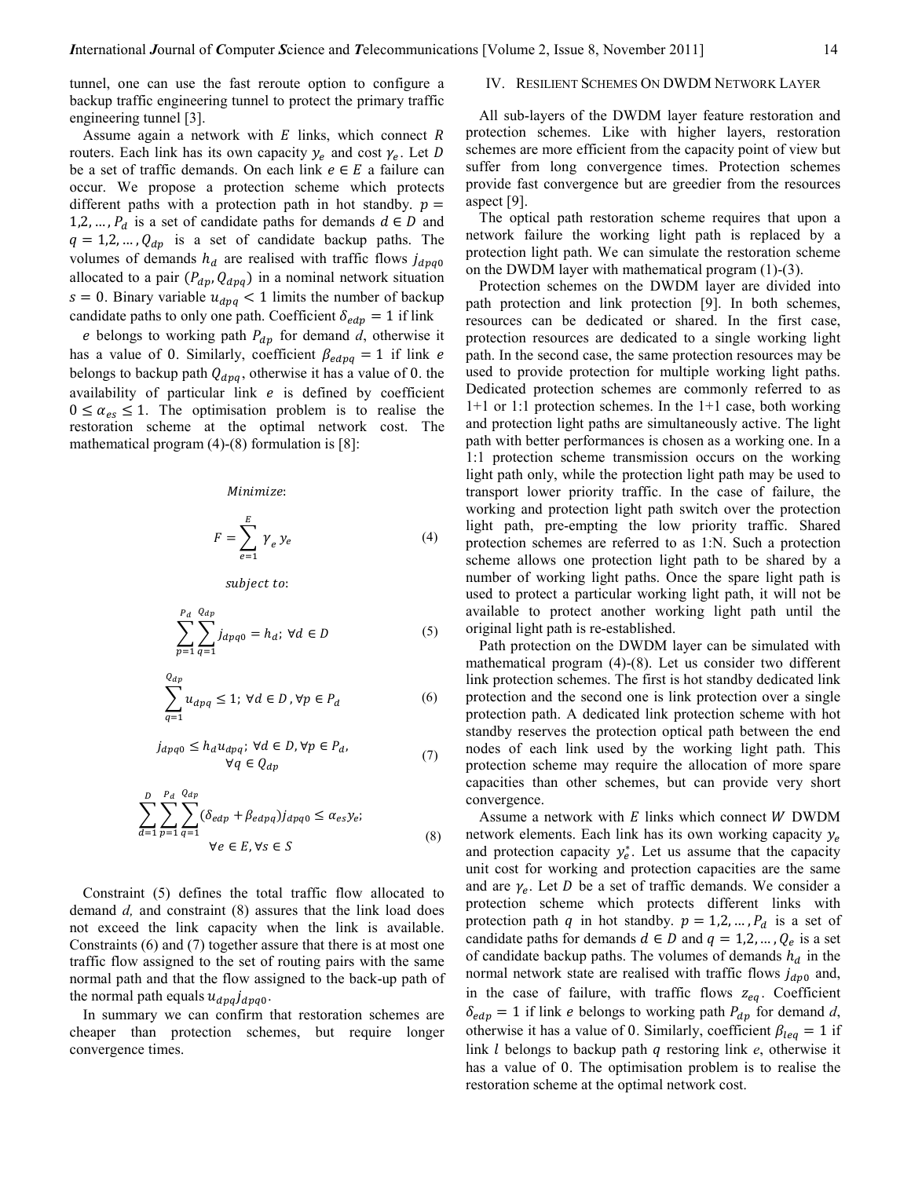tunnel, one can use the fast reroute option to configure a backup traffic engineering tunnel to protect the primary traffic engineering tunnel [3].

Assume again a network with $E$ links, which connect $R$ routers. Each link has its own capacity $y_e$ and cost $\gamma_e$. Let $D$ be a set of traffic demands. On each link $e \in E$ a failure can occur. We propose a protection scheme which protects different paths with a protection path in hot standby. $p = 1,2, \dots, P_d$ is a set of candidate paths for demands $d \in D$ and $q = 1,2, \dots, Q_{dp}$ is a set of candidate backup paths. The volumes of demands $h_d$ are realised with traffic flows $j_{dpq0}$ allocated to a pair $(P_{dp}, Q_{dpq})$ in a nominal network situation $s = 0$. Binary variable $u_{dpq} < 1$ limits the number of backup candidate paths to only one path. Coefficient $\delta_{edp} = 1$ if link $e$ belongs to working path $P_{dp}$ for demand $d$, otherwise it has a value of 0. Similarly, coefficient $\beta_{edpq} = 1$ if link $e$ belongs to backup path $Q_{dpq}$, otherwise it has a value of 0. the availability of particular link $e$ is defined by coefficient $0 \leq \alpha_{es} \leq 1$. The optimisation problem is to realise the restoration scheme at the optimal network cost. The mathematical program (4)-(8) formulation is [8]:

*Minimize*:

$$F = \sum_{e=1}^{E} \gamma_e y_e \tag{4}$$

*subject to*:

$$\sum_{p=1}^{P_d} \sum_{q=1}^{Q_{dp}} j_{dpq0} = h_d; \ \forall d \in D \tag{5}$$

$$\sum_{q=1}^{Q_{dp}} u_{dpq} \leq 1; \ \forall d \in D, \forall p \in P_d \tag{6}$$

$$j_{dpq0} \leq h_d u_{dpq}; \ \forall d \in D, \forall p \in P_d, \ \forall q \in Q_{dp} \tag{7}$$

$$\sum_{d=1}^{D} \sum_{p=1}^{P_d} \sum_{q=1}^{Q_{dp}} (\delta_{edp} + \beta_{edpq}) j_{dpq0} \leq \alpha_{es} y_e; \ \forall e \in E, \forall s \in S \tag{8}$$

Constraint (5) defines the total traffic flow allocated to demand *d,* and constraint (8) assures that the link load does not exceed the link capacity when the link is available. Constraints (6) and (7) together assure that there is at most one traffic flow assigned to the set of routing pairs with the same normal path and that the flow assigned to the back-up path of the normal path equals $u_{dpq} j_{dpq0}$.

In summary we can confirm that restoration schemes are cheaper than protection schemes, but require longer convergence times.

## IV. Resilient Schemes On DWDM Network Layer

All sub-layers of the DWDM layer feature restoration and protection schemes. Like with higher layers, restoration schemes are more efficient from the capacity point of view but suffer from long convergence times. Protection schemes provide fast convergence but are greedier from the resources aspect [9].

The optical path restoration scheme requires that upon a network failure the working light path is replaced by a protection light path. We can simulate the restoration scheme on the DWDM layer with mathematical program (1)-(3).

Protection schemes on the DWDM layer are divided into path protection and link protection [9]. In both schemes, resources can be dedicated or shared. In the first case, protection resources are dedicated to a single working light path. In the second case, the same protection resources may be used to provide protection for multiple working light paths. Dedicated protection schemes are commonly referred to as 1+1 or 1:1 protection schemes. In the 1+1 case, both working and protection light paths are simultaneously active. The light path with better performances is chosen as a working one. In a 1:1 protection scheme transmission occurs on the working light path only, while the protection light path may be used to transport lower priority traffic. In the case of failure, the working and protection light path switch over the protection light path, pre-empting the low priority traffic. Shared protection schemes are referred to as 1:N. Such a protection scheme allows one protection light path to be shared by a number of working light paths. Once the spare light path is used to protect a particular working light path, it will not be available to protect another working light path until the original light path is re-established.

Path protection on the DWDM layer can be simulated with mathematical program (4)-(8). Let us consider two different link protection schemes. The first is hot standby dedicated link protection and the second one is link protection over a single protection path. A dedicated link protection scheme with hot standby reserves the protection optical path between the end nodes of each link used by the working light path. This protection scheme may require the allocation of more spare capacities than other schemes, but can provide very short convergence.

Assume a network with $E$ links which connect $W$ DWDM network elements. Each link has its own working capacity $y_e$ and protection capacity $y_e^*$. Let us assume that the capacity unit cost for working and protection capacities are the same and are $\gamma_e$. Let $D$ be a set of traffic demands. We consider a protection scheme which protects different links with protection path $q$ in hot standby. $p = 1,2, \dots, P_d$ is a set of candidate paths for demands $d \in D$ and $q = 1,2, \dots, Q_e$ is a set of candidate backup paths. The volumes of demands $h_d$ in the normal network state are realised with traffic flows $j_{dp0}$ and, in the case of failure, with traffic flows $z_{eq}$. Coefficient $\delta_{edp} = 1$ if link $e$ belongs to working path $P_{dp}$ for demand *d*, otherwise it has a value of 0. Similarly, coefficient $\beta_{leq} = 1$ if link $l$ belongs to backup path $q$ restoring link *e*, otherwise it has a value of 0. The optimisation problem is to realise the restoration scheme at the optimal network cost.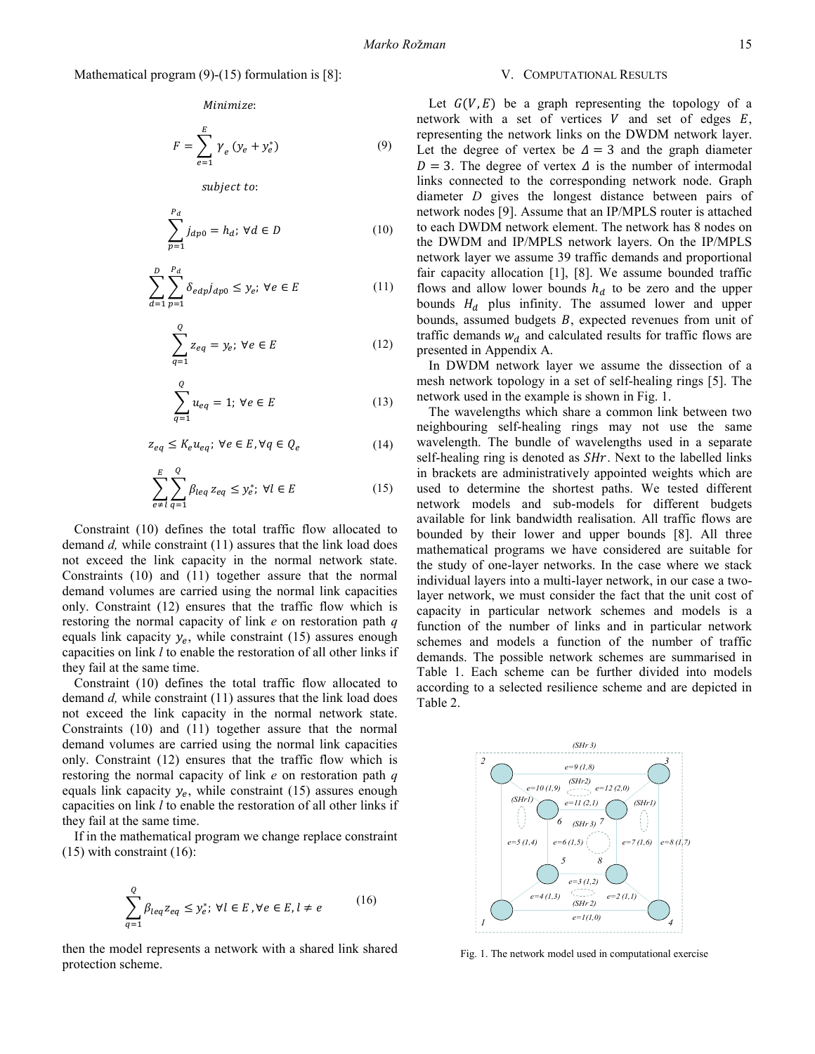Mathematical program (9)-(15) formulation is [8]:

$$Minimize:$$

$$F = \sum_{e=1}^{E} \gamma_e \left( y_e + y_e^* \right) \quad (9)$$

$$subject\ to:$$

$$\sum_{p=1}^{P_d} j_{dp0} = h_d;\ \forall d \in D \quad (10)$$

$$\sum_{d=1}^{D} \sum_{p=1}^{P_d} \delta_{edp} j_{dp0} \leq y_e;\ \forall e \in E \quad (11)$$

$$\sum_{q=1}^{Q} z_{eq} = y_e;\ \forall e \in E \quad (12)$$

$$\sum_{q=1}^{Q} u_{eq} = 1;\ \forall e \in E \quad (13)$$

$$z_{eq} \leq K_e u_{eq};\ \forall e \in E, \forall q \in Q_e \quad (14)$$

$$\sum_{e \neq l}^{E} \sum_{q=1}^{Q} \beta_{leq} z_{eq} \leq y_e^*;\ \forall l \in E \quad (15)$$

Constraint (10) defines the total traffic flow allocated to demand *d,* while constraint (11) assures that the link load does not exceed the link capacity in the normal network state. Constraints (10) and (11) together assure that the normal demand volumes are carried using the normal link capacities only. Constraint (12) ensures that the traffic flow which is restoring the normal capacity of link *e* on restoration path *q* equals link capacity $y_e$, while constraint (15) assures enough capacities on link *l* to enable the restoration of all other links if they fail at the same time.

Constraint (10) defines the total traffic flow allocated to demand *d,* while constraint (11) assures that the link load does not exceed the link capacity in the normal network state. Constraints (10) and (11) together assure that the normal demand volumes are carried using the normal link capacities only. Constraint (12) ensures that the traffic flow which is restoring the normal capacity of link *e* on restoration path *q* equals link capacity $y_e$, while constraint (15) assures enough capacities on link *l* to enable the restoration of all other links if they fail at the same time.

If in the mathematical program we change replace constraint (15) with constraint (16):

$$\sum_{q=1}^{Q} \beta_{leq} z_{eq} \leq y_e^*;\ \forall l \in E, \forall e \in E, l \neq e \quad (16)$$

then the model represents a network with a shared link shared protection scheme.

## V. Computational Results

Let $G(V, E)$ be a graph representing the topology of a network with a set of vertices $V$ and set of edges $E$, representing the network links on the DWDM network layer. Let the degree of vertex be $\Delta = 3$ and the graph diameter $D = 3$. The degree of vertex $\Delta$ is the number of intermodal links connected to the corresponding network node. Graph diameter $D$ gives the longest distance between pairs of network nodes [9]. Assume that an IP/MPLS router is attached to each DWDM network element. The network has 8 nodes on the DWDM and IP/MPLS network layers. On the IP/MPLS network layer we assume 39 traffic demands and proportional fair capacity allocation [1], [8]. We assume bounded traffic flows and allow lower bounds $h_d$ to be zero and the upper bounds $H_d$ plus infinity. The assumed lower and upper bounds, assumed budgets $B$, expected revenues from unit of traffic demands $w_d$ and calculated results for traffic flows are presented in Appendix A.

In DWDM network layer we assume the dissection of a mesh network topology in a set of self-healing rings [5]. The network used in the example is shown in Fig. 1.

The wavelengths which share a common link between two neighbouring self-healing rings may not use the same wavelength. The bundle of wavelengths used in a separate self-healing ring is denoted as $SHr$. Next to the labelled links in brackets are administratively appointed weights which are used to determine the shortest paths. We tested different network models and sub-models for different budgets available for link bandwidth realisation. All traffic flows are bounded by their lower and upper bounds [8]. All three mathematical programs we have considered are suitable for the study of one-layer networks. In the case where we stack individual layers into a multi-layer network, in our case a two-layer network, we must consider the fact that the unit cost of capacity in particular network schemes and models is a function of the number of links and in particular network schemes and models a function of the number of traffic demands. The possible network schemes are summarised in Table 1. Each scheme can be further divided into models according to a selected resilience scheme and are depicted in Table 2.

Fig. 1. The network model used in computational exercise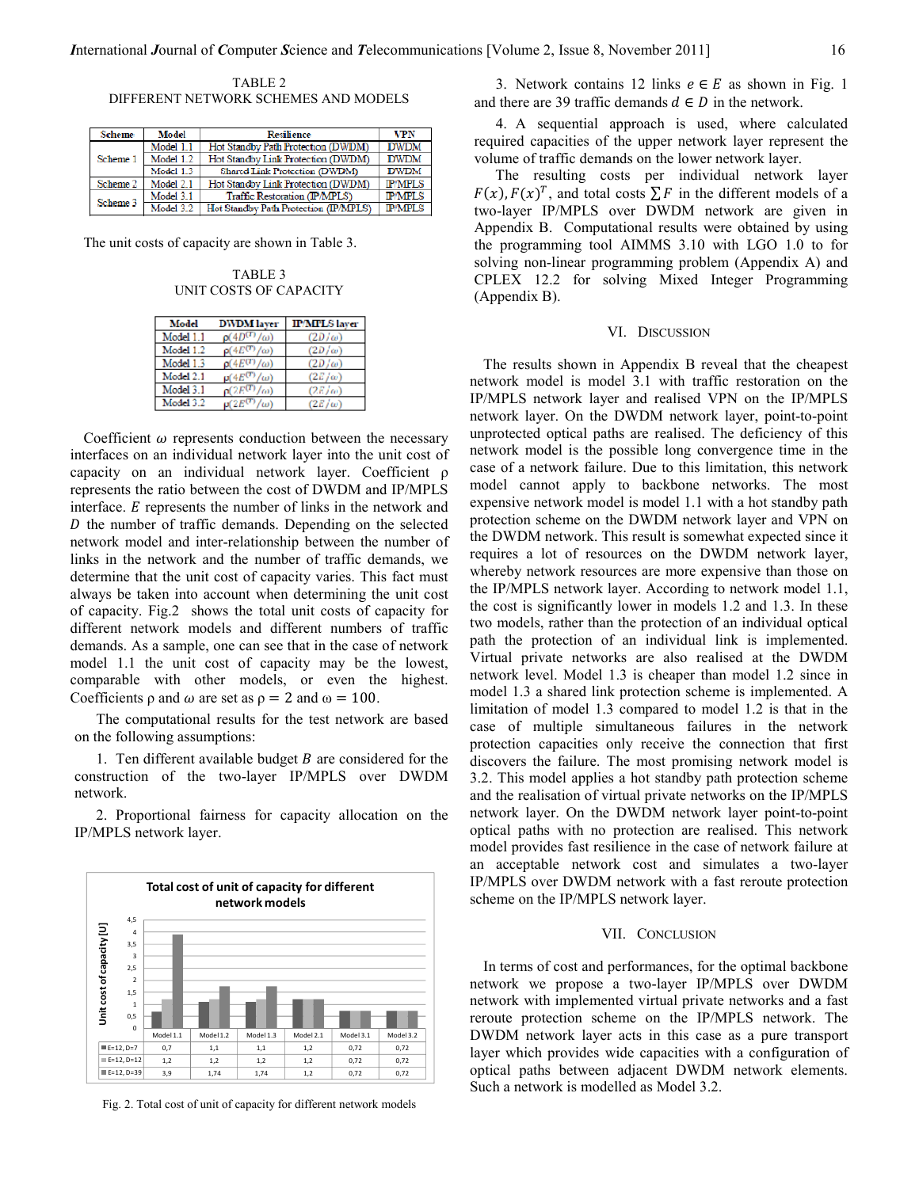TABLE 2
DIFFERENT NETWORK SCHEMES AND MODELS

| Scheme | Model | Resilience | VPN |
|---|---|---|---|
| Scheme 1 | Model 1.1 | Hot Standby Path Protection (DWDM) | DWDM |
| | Model 1.2 | Hot Standby Link Protection (DWDM) | DWDM |
| | Model 1.3 | Shared Link Protection (DWDM) | DWDM |
| Scheme 2 | Model 2.1 | Hot Standby Link Protection (DWDM) | DWDM |
| Scheme 3 | Model 3.1 | Traffic Restoration (IP/MPLS) | IP/MPLS |
| | Model 3.2 | Hot Standby Path Protection (IP/MPLS) | IP/MPLS |

The unit costs of capacity are shown in Table 3.

TABLE 3
UNIT COSTS OF CAPACITY

| Model | DWDM layer | IP/MPLS layer |
|---|---|---|
| Model 1.1 | $\rho(4D^{(T)}/\omega)$ | $(2D/\omega)$ |
| Model 1.2 | $\rho(4E^{(T)}/\omega)$ | $(2D/\omega)$ |
| Model 1.3 | $\rho(4E^{(T)}/\omega)$ | $(2D/\omega)$ |
| Model 2.1 | $\rho(4E^{(T)}/\omega)$ | $(2E/\omega)$ |
| Model 3.1 | $\rho(2E^{(T)}/\omega)$ | $(2E/\omega)$ |
| Model 3.2 | $\rho(2E^{(T)}/\omega)$ | $(2E/\omega)$ |

Coefficient $\omega$ represents conduction between the necessary interfaces on an individual network layer into the unit cost of capacity on an individual network layer. Coefficient $\rho$ represents the ratio between the cost of DWDM and IP/MPLS interface. $E$ represents the number of links in the network and $D$ the number of traffic demands. Depending on the selected network model and inter-relationship between the number of links in the network and the number of traffic demands, we determine that the unit cost of capacity varies. This fact must always be taken into account when determining the unit cost of capacity. Fig.2 shows the total unit costs of capacity for different network models and different numbers of traffic demands. As a sample, one can see that in the case of network model 1.1 the unit cost of capacity may be the lowest, comparable with other models, or even the highest. Coefficients $\rho$ and $\omega$ are set as $\rho = 2$ and $\omega = 100$.

The computational results for the test network are based on the following assumptions:

1. Ten different available budget $B$ are considered for the construction of the two-layer IP/MPLS over DWDM network.

2. Proportional fairness for capacity allocation on the IP/MPLS network layer.

**Total cost of unit of capacity for different network models**

| | Model 1.1 | Model 1.2 | Model 1.3 | Model 2.1 | Model 3.1 | Model 3.2 |
|---|---|---|---|---|---|---|
| E=12, D=7 | 0,7 | 1,1 | 1,1 | 1,2 | 0,72 | 0,72 |
| E=12, D=12 | 1,2 | 1,2 | 1,2 | 1,2 | 0,72 | 0,72 |
| E=12, D=39 | 3,9 | 1,74 | 1,74 | 1,2 | 0,72 | 0,72 |

Fig. 2. Total cost of unit of capacity for different network models

3. Network contains 12 links $e \in E$ as shown in Fig. 1 and there are 39 traffic demands $d \in D$ in the network.

4. A sequential approach is used, where calculated required capacities of the upper network layer represent the volume of traffic demands on the lower network layer.

The resulting costs per individual network layer $F(x), F(x)^T$, and total costs $\sum F$ in the different models of a two-layer IP/MPLS over DWDM network are given in Appendix B. Computational results were obtained by using the programming tool AIMMS 3.10 with LGO 1.0 to for solving non-linear programming problem (Appendix A) and CPLEX 12.2 for solving Mixed Integer Programming (Appendix B).

## VI. Discussion

The results shown in Appendix B reveal that the cheapest network model is model 3.1 with traffic restoration on the IP/MPLS network layer and realised VPN on the IP/MPLS network layer. On the DWDM network layer, point-to-point unprotected optical paths are realised. The deficiency of this network model is the possible long convergence time in the case of a network failure. Due to this limitation, this network model cannot apply to backbone networks. The most expensive network model is model 1.1 with a hot standby path protection scheme on the DWDM network layer and VPN on the DWDM network. This result is somewhat expected since it requires a lot of resources on the DWDM network layer, whereby network resources are more expensive than those on the IP/MPLS network layer. According to network model 1.1, the cost is significantly lower in models 1.2 and 1.3. In these two models, rather than the protection of an individual optical path the protection of an individual link is implemented. Virtual private networks are also realised at the DWDM network level. Model 1.3 is cheaper than model 1.2 since in model 1.3 a shared link protection scheme is implemented. A limitation of model 1.3 compared to model 1.2 is that in the case of multiple simultaneous failures in the network protection capacities only receive the connection that first discovers the failure. The most promising network model is 3.2. This model applies a hot standby path protection scheme and the realisation of virtual private networks on the IP/MPLS network layer. On the DWDM network layer point-to-point optical paths with no protection are realised. This network model provides fast resilience in the case of network failure at an acceptable network cost and simulates a two-layer IP/MPLS over DWDM network with a fast reroute protection scheme on the IP/MPLS network layer.

## VII. Conclusion

In terms of cost and performances, for the optimal backbone network we propose a two-layer IP/MPLS over DWDM network with implemented virtual private networks and a fast reroute protection scheme on the IP/MPLS network. The DWDM network layer acts in this case as a pure transport layer which provides wide capacities with a configuration of optical paths between adjacent DWDM network elements. Such a network is modelled as Model 3.2.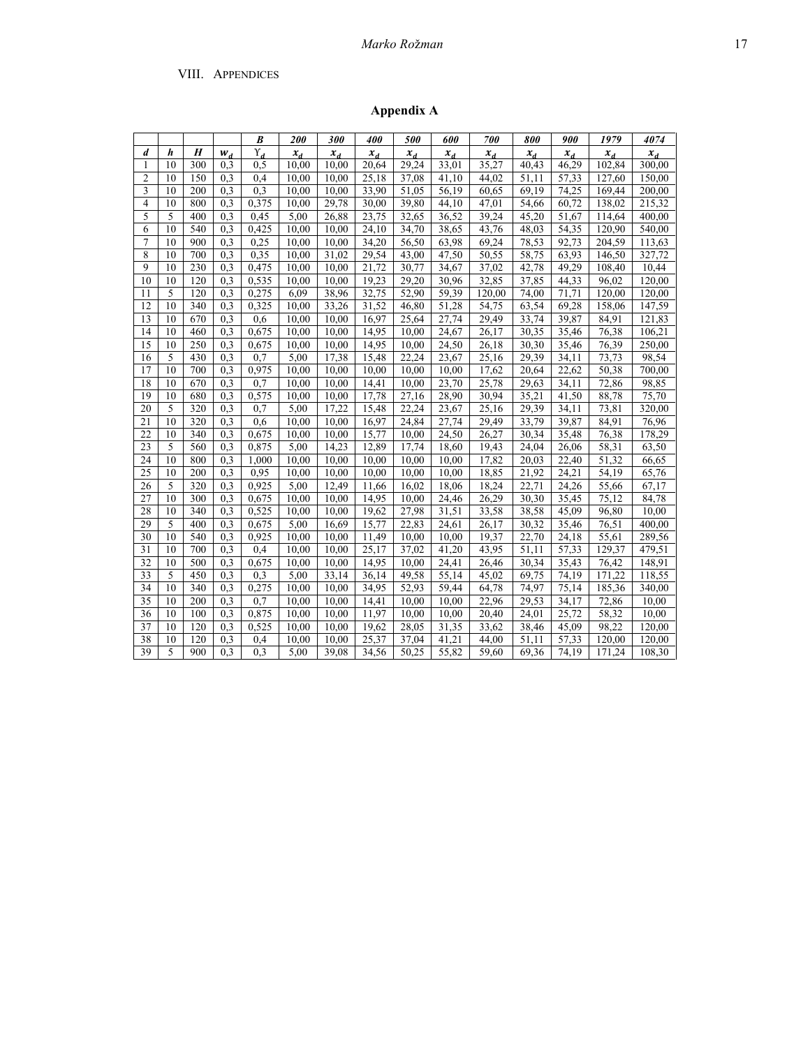## VIII. Appendices

### Appendix A

|  |  |  |  | $B$ | 200 | 300 | 400 | 500 | 600 | 700 | 800 | 900 | 1979 | 4074 |
|---|---|---|---|---|---|---|---|---|---|---|---|---|---|---|
| $d$ | $h$ | $H$ | $w_d$ | $\Upsilon_d$ | $x_d$ | $x_d$ | $x_d$ | $x_d$ | $x_d$ | $x_d$ | $x_d$ | $x_d$ | $x_d$ | $x_d$ |
| 1 | 10 | 300 | 0,3 | 0,5 | 10,00 | 10,00 | 20,64 | 29,24 | 33,01 | 35,27 | 40,43 | 46,29 | 102,84 | 300,00 |
| 2 | 10 | 150 | 0,3 | 0,4 | 10,00 | 10,00 | 25,18 | 37,08 | 41,10 | 44,02 | 51,11 | 57,33 | 127,60 | 150,00 |
| 3 | 10 | 200 | 0,3 | 0,3 | 10,00 | 10,00 | 33,90 | 51,05 | 56,19 | 60,65 | 69,19 | 74,25 | 169,44 | 200,00 |
| 4 | 10 | 800 | 0,3 | 0,375 | 10,00 | 29,78 | 30,00 | 39,80 | 44,10 | 47,01 | 54,66 | 60,72 | 138,02 | 215,32 |
| 5 | 5 | 400 | 0,3 | 0,45 | 5,00 | 26,88 | 23,75 | 32,65 | 36,52 | 39,24 | 45,20 | 51,67 | 114,64 | 400,00 |
| 6 | 10 | 540 | 0,3 | 0,425 | 10,00 | 10,00 | 24,10 | 34,70 | 38,65 | 43,76 | 48,03 | 54,35 | 120,90 | 540,00 |
| 7 | 10 | 900 | 0,3 | 0,25 | 10,00 | 10,00 | 34,20 | 56,50 | 63,98 | 69,24 | 78,53 | 92,73 | 204,59 | 113,63 |
| 8 | 10 | 700 | 0,3 | 0,35 | 10,00 | 31,02 | 29,54 | 43,00 | 47,50 | 50,55 | 58,75 | 63,93 | 146,50 | 327,72 |
| 9 | 10 | 230 | 0,3 | 0,475 | 10,00 | 10,00 | 21,72 | 30,77 | 34,67 | 37,02 | 42,78 | 49,29 | 108,40 | 10,44 |
| 10 | 10 | 120 | 0,3 | 0,535 | 10,00 | 10,00 | 19,23 | 29,20 | 30,96 | 32,85 | 37,85 | 44,33 | 96,02 | 120,00 |
| 11 | 5 | 120 | 0,3 | 0,275 | 6,09 | 38,96 | 32,75 | 52,90 | 59,39 | 120,00 | 74,00 | 71,71 | 120,00 | 120,00 |
| 12 | 10 | 340 | 0,3 | 0,325 | 10,00 | 33,26 | 31,52 | 46,80 | 51,28 | 54,75 | 63,54 | 69,28 | 158,06 | 147,59 |
| 13 | 10 | 670 | 0,3 | 0,6 | 10,00 | 10,00 | 16,97 | 25,64 | 27,74 | 29,49 | 33,74 | 39,87 | 84,91 | 121,83 |
| 14 | 10 | 460 | 0,3 | 0,675 | 10,00 | 10,00 | 14,95 | 10,00 | 24,67 | 26,17 | 30,35 | 35,46 | 76,38 | 106,21 |
| 15 | 10 | 250 | 0,3 | 0,675 | 10,00 | 10,00 | 14,95 | 10,00 | 24,50 | 26,18 | 30,30 | 35,46 | 76,39 | 250,00 |
| 16 | 5 | 430 | 0,3 | 0,7 | 5,00 | 17,38 | 15,48 | 22,24 | 23,67 | 25,16 | 29,39 | 34,11 | 73,73 | 98,54 |
| 17 | 10 | 700 | 0,3 | 0,975 | 10,00 | 10,00 | 10,00 | 10,00 | 10,00 | 17,62 | 20,64 | 22,62 | 50,38 | 700,00 |
| 18 | 10 | 670 | 0,3 | 0,7 | 10,00 | 10,00 | 14,41 | 10,00 | 23,70 | 25,78 | 29,63 | 34,11 | 72,86 | 98,85 |
| 19 | 10 | 680 | 0,3 | 0,575 | 10,00 | 10,00 | 17,78 | 27,16 | 28,90 | 30,94 | 35,21 | 41,50 | 88,78 | 75,70 |
| 20 | 5 | 320 | 0,3 | 0,7 | 5,00 | 17,22 | 15,48 | 22,24 | 23,67 | 25,16 | 29,39 | 34,11 | 73,81 | 320,00 |
| 21 | 10 | 320 | 0,3 | 0,6 | 10,00 | 10,00 | 16,97 | 24,84 | 27,74 | 29,49 | 33,79 | 39,87 | 84,91 | 76,96 |
| 22 | 10 | 340 | 0,3 | 0,675 | 10,00 | 10,00 | 15,77 | 10,00 | 24,50 | 26,27 | 30,34 | 35,48 | 76,38 | 178,29 |
| 23 | 5 | 560 | 0,3 | 0,875 | 5,00 | 14,23 | 12,89 | 17,74 | 18,60 | 19,43 | 24,04 | 26,06 | 58,31 | 63,50 |
| 24 | 10 | 800 | 0,3 | 1,000 | 10,00 | 10,00 | 10,00 | 10,00 | 10,00 | 17,82 | 20,03 | 22,40 | 51,32 | 66,65 |
| 25 | 10 | 200 | 0,3 | 0,95 | 10,00 | 10,00 | 10,00 | 10,00 | 10,00 | 18,85 | 21,92 | 24,21 | 54,19 | 65,76 |
| 26 | 5 | 320 | 0,3 | 0,925 | 5,00 | 12,49 | 11,66 | 16,02 | 18,06 | 18,24 | 22,71 | 24,26 | 55,66 | 67,17 |
| 27 | 10 | 300 | 0,3 | 0,675 | 10,00 | 10,00 | 14,95 | 10,00 | 24,46 | 26,29 | 30,30 | 35,45 | 75,12 | 84,78 |
| 28 | 10 | 340 | 0,3 | 0,525 | 10,00 | 10,00 | 19,62 | 27,98 | 31,51 | 33,58 | 38,58 | 45,09 | 96,80 | 10,00 |
| 29 | 5 | 400 | 0,3 | 0,675 | 5,00 | 16,69 | 15,77 | 22,83 | 24,61 | 26,17 | 30,32 | 35,46 | 76,51 | 400,00 |
| 30 | 10 | 540 | 0,3 | 0,925 | 10,00 | 10,00 | 11,49 | 10,00 | 10,00 | 19,37 | 22,70 | 24,18 | 55,61 | 289,56 |
| 31 | 10 | 700 | 0,3 | 0,4 | 10,00 | 10,00 | 25,17 | 37,02 | 41,20 | 43,95 | 51,11 | 57,33 | 129,37 | 479,51 |
| 32 | 10 | 500 | 0,3 | 0,675 | 10,00 | 10,00 | 14,95 | 10,00 | 24,41 | 26,46 | 30,34 | 35,43 | 76,42 | 148,91 |
| 33 | 5 | 450 | 0,3 | 0,3 | 5,00 | 33,14 | 36,14 | 49,58 | 55,14 | 45,02 | 69,75 | 74,19 | 171,22 | 118,55 |
| 34 | 10 | 340 | 0,3 | 0,275 | 10,00 | 10,00 | 34,95 | 52,93 | 59,44 | 64,78 | 74,97 | 75,14 | 185,36 | 340,00 |
| 35 | 10 | 200 | 0,3 | 0,7 | 10,00 | 10,00 | 14,41 | 10,00 | 10,00 | 22,96 | 29,53 | 34,17 | 72,86 | 10,00 |
| 36 | 10 | 100 | 0,3 | 0,875 | 10,00 | 10,00 | 11,97 | 10,00 | 10,00 | 20,40 | 24,01 | 25,72 | 58,32 | 10,00 |
| 37 | 10 | 120 | 0,3 | 0,525 | 10,00 | 10,00 | 19,62 | 28,05 | 31,35 | 33,62 | 38,46 | 45,09 | 98,22 | 120,00 |
| 38 | 10 | 120 | 0,3 | 0,4 | 10,00 | 10,00 | 25,37 | 37,04 | 41,21 | 44,00 | 51,11 | 57,33 | 120,00 | 120,00 |
| 39 | 5 | 900 | 0,3 | 0,3 | 5,00 | 39,08 | 34,56 | 50,25 | 55,82 | 59,60 | 69,36 | 74,19 | 171,24 | 108,30 |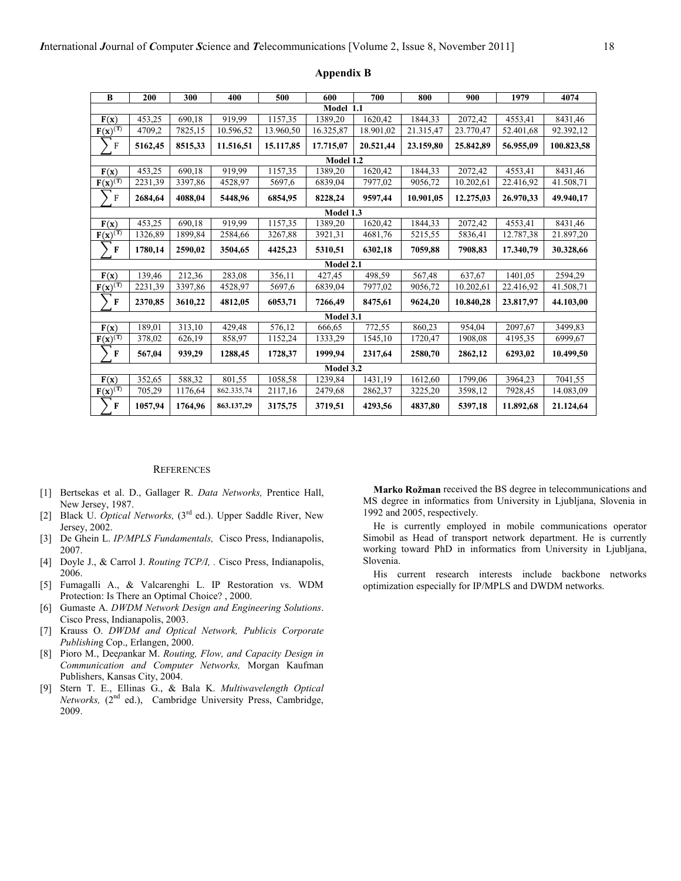## Appendix B

| B | 200 | 300 | 400 | 500 | 600 | 700 | 800 | 900 | 1979 | 4074 |
|---|---|---|---|---|---|---|---|---|---|---|
| **Model 1.1** | | | | | | | | | | |
| **F(x)** | 453,25 | 690,18 | 919,99 | 1157,35 | 1389,20 | 1620,42 | 1844,33 | 2072,42 | 4553,41 | 8431,46 |
| $\mathbf{F(x)^{(T)}}$ | 4709,2 | 7825,15 | 10.596,52 | 13.960,50 | 16.325,87 | 18.901,02 | 21.315,47 | 23.770,47 | 52.401,68 | 92.392,12 |
| $\sum$ F | **5162,45** | **8515,33** | **11.516,51** | **15.117,85** | **17.715,07** | **20.521,44** | **23.159,80** | **25.842,89** | **56.955,09** | **100.823,58** |
| **Model 1.2** | | | | | | | | | | |
| **F(x)** | 453,25 | 690,18 | 919,99 | 1157,35 | 1389,20 | 1620,42 | 1844,33 | 2072,42 | 4553,41 | 8431,46 |
| $\mathbf{F(x)^{(T)}}$ | 2231,39 | 3397,86 | 4528,97 | 5697,6 | 6839,04 | 7977,02 | 9056,72 | 10.202,61 | 22.416,92 | 41.508,71 |
| $\sum$ F | **2684,64** | **4088,04** | **5448,96** | **6854,95** | **8228,24** | **9597,44** | **10.901,05** | **12.275,03** | **26.970,33** | **49.940,17** |
| **Model 1.3** | | | | | | | | | | |
| **F(x)** | 453,25 | 690,18 | 919,99 | 1157,35 | 1389,20 | 1620,42 | 1844,33 | 2072,42 | 4553,41 | 8431,46 |
| $\mathbf{F(x)^{(T)}}$ | 1326,89 | 1899,84 | 2584,66 | 3267,88 | 3921,31 | 4681,76 | 5215,55 | 5836,41 | 12.787,38 | 21.897,20 |
| $\sum$ **F** | **1780,14** | **2590,02** | **3504,65** | **4425,23** | **5310,51** | **6302,18** | **7059,88** | **7908,83** | **17.340,79** | **30.328,66** |
| **Model 2.1** | | | | | | | | | | |
| **F(x)** | 139,46 | 212,36 | 283,08 | 356,11 | 427,45 | 498,59 | 567,48 | 637,67 | 1401,05 | 2594,29 |
| $\mathbf{F(x)^{(T)}}$ | 2231,39 | 3397,86 | 4528,97 | 5697,6 | 6839,04 | 7977,02 | 9056,72 | 10.202,61 | 22.416,92 | 41.508,71 |
| $\sum$ **F** | **2370,85** | **3610,22** | **4812,05** | **6053,71** | **7266,49** | **8475,61** | **9624,20** | **10.840,28** | **23.817,97** | **44.103,00** |
| **Model 3.1** | | | | | | | | | | |
| **F(x)** | 189,01 | 313,10 | 429,48 | 576,12 | 666,65 | 772,55 | 860,23 | 954,04 | 2097,67 | 3499,83 |
| $\mathbf{F(x)^{(T)}}$ | 378,02 | 626,19 | 858,97 | 1152,24 | 1333,29 | 1545,10 | 1720,47 | 1908,08 | 4195,35 | 6999,67 |
| $\sum$ **F** | **567,04** | **939,29** | **1288,45** | **1728,37** | **1999,94** | **2317,64** | **2580,70** | **2862,12** | **6293,02** | **10.499,50** |
| **Model 3.2** | | | | | | | | | | |
| **F(x)** | 352,65 | 588,32 | 801,55 | 1058,58 | 1239,84 | 1431,19 | 1612,60 | 1799,06 | 3964,23 | 7041,55 |
| $\mathbf{F(x)^{(T)}}$ | 705,29 | 1176,64 | 862.335,74 | 2117,16 | 2479,68 | 2862,37 | 3225,20 | 3598,12 | 7928,45 | 14.083,09 |
| $\sum$ **F** | **1057,94** | **1764,96** | **863.137,29** | **3175,75** | **3719,51** | **4293,56** | **4837,80** | **5397,18** | **11.892,68** | **21.124,64** |

## References

[1] Bertsekas et al. D., Gallager R. *Data Networks,* Prentice Hall, New Jersey, 1987.

[2] Black U. *Optical Networks,* (3rd ed.). Upper Saddle River, New Jersey, 2002.

[3] De Ghein L. *IP/MPLS Fundamentals,* Cisco Press, Indianapolis, 2007.

[4] Doyle J., & Carrol J. *Routing TCP/I, .* Cisco Press, Indianapolis, 2006.

[5] Fumagalli A., & Valcarenghi L. IP Restoration vs. WDM Protection: Is There an Optimal Choice? , 2000.

[6] Gumaste A. *DWDM Network Design and Engineering Solutions*. Cisco Press, Indianapolis, 2003.

[7] Krauss O. *DWDM and Optical Network, Publicis Corporate Publishin*g Cop., Erlangen, 2000.

[8] Pioro M., Deepankar M. *Routing, Flow, and Capacity Design in Communication and Computer Networks,* Morgan Kaufman Publishers, Kansas City, 2004.

[9] Stern T. E., Ellinas G., & Bala K. *Multiwavelength Optical Networks,* (2nd ed.), Cambridge University Press, Cambridge, 2009.

**Marko Rožman** received the BS degree in telecommunications and MS degree in informatics from University in Ljubljana, Slovenia in 1992 and 2005, respectively.

He is currently employed in mobile communications operator Simobil as Head of transport network department. He is currently working toward PhD in informatics from University in Ljubljana, Slovenia.

His current research interests include backbone networks optimization especially for IP/MPLS and DWDM networks.